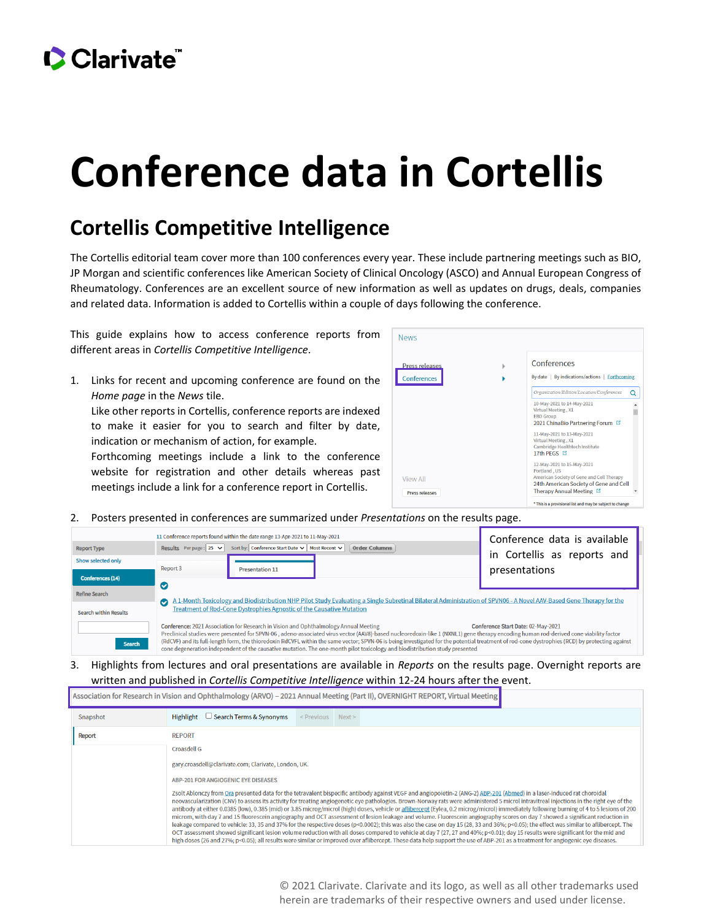# Conference data in Cortellis

## Cortellis Competitive Intelligence

The Cortellis editorial team cover more than 100 conferences every year. These include partnering meetings such as BIO, JP Morgan and scientific conferences like American Society of Clinical Oncology (ASCO) and Annual European Congress of Rheumatology. Conferences are an excellent source of new information as well as updates on drugs, deals, companies and related data. Information is added to Cortellis within a couple of days following the conference.

This guide explains how to access conference reports from different areas in *Cortellis Competitive Intelligence*.

1. Links for recent and upcoming conference are found on the *Home page* in the *News* tile.
   Like other reports in Cortellis, conference reports are indexed to make it easier for you to search and filter by date, indication or mechanism of action, for example.
   Forthcoming meetings include a link to the conference website for registration and other details whereas past meetings include a link for a conference report in Cortellis.

2. Posters presented in conferences are summarized under *Presentations* on the results page.

   Conference data is available in Cortellis as reports and presentations

3. Highlights from lectures and oral presentations are available in *Reports* on the results page. Overnight reports are written and published in *Cortellis Competitive Intelligence* within 12-24 hours after the event.

© 2021 Clarivate. Clarivate and its logo, as well as all other trademarks used herein are trademarks of their respective owners and used under license.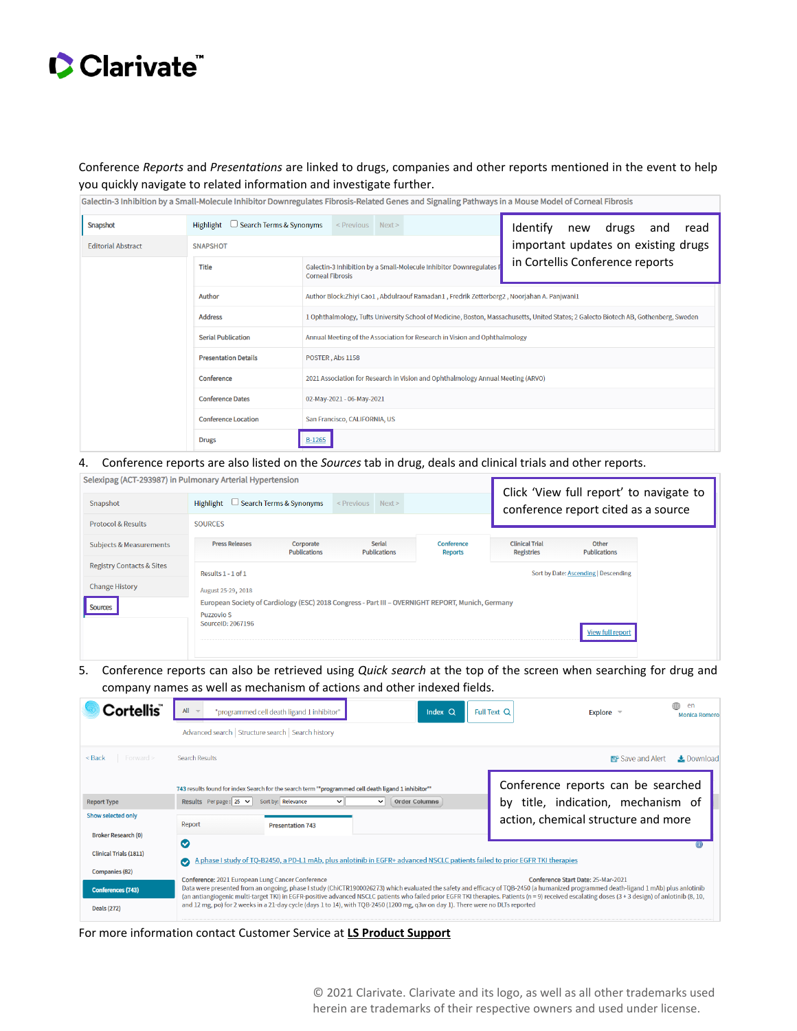Conference *Reports* and *Presentations* are linked to drugs, companies and other reports mentioned in the event to help you quickly navigate to related information and investigate further.

Galectin-3 Inhibition by a Small-Molecule Inhibitor Downregulates Fibrosis-Related Genes and Signaling Pathways in a Mouse Model of Corneal Fibrosis

Identify new drugs and read important updates on existing drugs in Cortellis Conference reports

| | |
|---|---|
| Title | Galectin-3 Inhibition by a Small-Molecule Inhibitor Downregulates F... Corneal Fibrosis |
| Author | Author Block:Zhiyi Cao1 , Abdulraouf Ramadan1 , Fredrik Zetterberg2 , Noorjahan A. Panjwani1 |
| Address | 1 Ophthalmology, Tufts University School of Medicine, Boston, Massachusetts, United States; 2 Galecto Biotech AB, Gothenberg, Sweden |
| Serial Publication | Annual Meeting of the Association for Research in Vision and Ophthalmology |
| Presentation Details | POSTER , Abs 1158 |
| Conference | 2021 Association for Research in Vision and Ophthalmology Annual Meeting (ARVO) |
| Conference Dates | 02-May-2021 - 06-May-2021 |
| Conference Location | San Francisco, CALIFORNIA, US |
| Drugs | B-1265 |

4. Conference reports are also listed on the *Sources* tab in drug, deals and clinical trials and other reports.

Selexipag (ACT-293987) in Pulmonary Arterial Hypertension

Click 'View full report' to navigate to conference report cited as a source

5. Conference reports can also be retrieved using *Quick search* at the top of the screen when searching for drug and company names as well as mechanism of actions and other indexed fields.

Conference reports can be searched by title, indication, mechanism of action, chemical structure and more

For more information contact Customer Service at **LS Product Support**

© 2021 Clarivate. Clarivate and its logo, as well as all other trademarks used herein are trademarks of their respective owners and used under license.